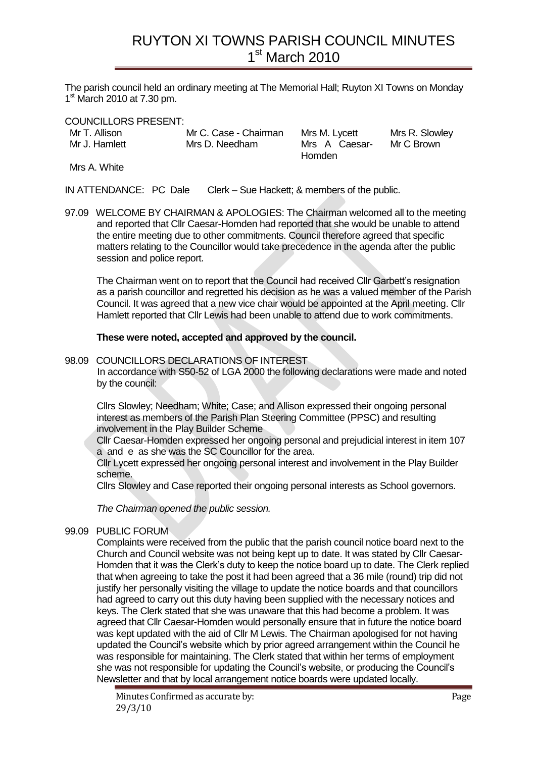# RUYTON XI TOWNS PARISH COUNCIL MINUTES 1st March 2010

The parish council held an ordinary meeting at The Memorial Hall; Ruyton XI Towns on Monday 1st March 2010 at 7.30 pm.

COUNCILLORS PRESENT:

| | | | |
|---|---|---|---|
| Mr T. Allison | Mr C. Case - Chairman | Mrs M. Lycett | Mrs R. Slowley |
| Mr J. Hamlett | Mrs D. Needham | Mrs A Caesar-Homden | Mr C Brown |
| Mrs A. White | | | |

IN ATTENDANCE: PC Dale Clerk – Sue Hackett; & members of the public.

97.09 WELCOME BY CHAIRMAN & APOLOGIES: The Chairman welcomed all to the meeting and reported that Cllr Caesar-Homden had reported that she would be unable to attend the entire meeting due to other commitments. Council therefore agreed that specific matters relating to the Councillor would take precedence in the agenda after the public session and police report.

The Chairman went on to report that the Council had received Cllr Garbett's resignation as a parish councillor and regretted his decision as he was a valued member of the Parish Council. It was agreed that a new vice chair would be appointed at the April meeting. Cllr Hamlett reported that Cllr Lewis had been unable to attend due to work commitments.

**These were noted, accepted and approved by the council.**

98.09 COUNCILLORS DECLARATIONS OF INTEREST

In accordance with S50-52 of LGA 2000 the following declarations were made and noted by the council:

Cllrs Slowley; Needham; White; Case; and Allison expressed their ongoing personal interest as members of the Parish Plan Steering Committee (PPSC) and resulting involvement in the Play Builder Scheme

Cllr Caesar-Homden expressed her ongoing personal and prejudicial interest in item 107 a and e as she was the SC Councillor for the area.

Cllr Lycett expressed her ongoing personal interest and involvement in the Play Builder scheme.

Cllrs Slowley and Case reported their ongoing personal interests as School governors.

*The Chairman opened the public session.*

99.09 PUBLIC FORUM

Complaints were received from the public that the parish council notice board next to the Church and Council website was not being kept up to date. It was stated by Cllr Caesar-Homden that it was the Clerk's duty to keep the notice board up to date. The Clerk replied that when agreeing to take the post it had been agreed that a 36 mile (round) trip did not justify her personally visiting the village to update the notice boards and that councillors had agreed to carry out this duty having been supplied with the necessary notices and keys. The Clerk stated that she was unaware that this had become a problem. It was agreed that Cllr Caesar-Homden would personally ensure that in future the notice board was kept updated with the aid of Cllr M Lewis. The Chairman apologised for not having updated the Council's website which by prior agreed arrangement within the Council he was responsible for maintaining. The Clerk stated that within her terms of employment she was not responsible for updating the Council's website, or producing the Council's Newsletter and that by local arrangement notice boards were updated locally.

Minutes Confirmed as accurate by: 29/3/10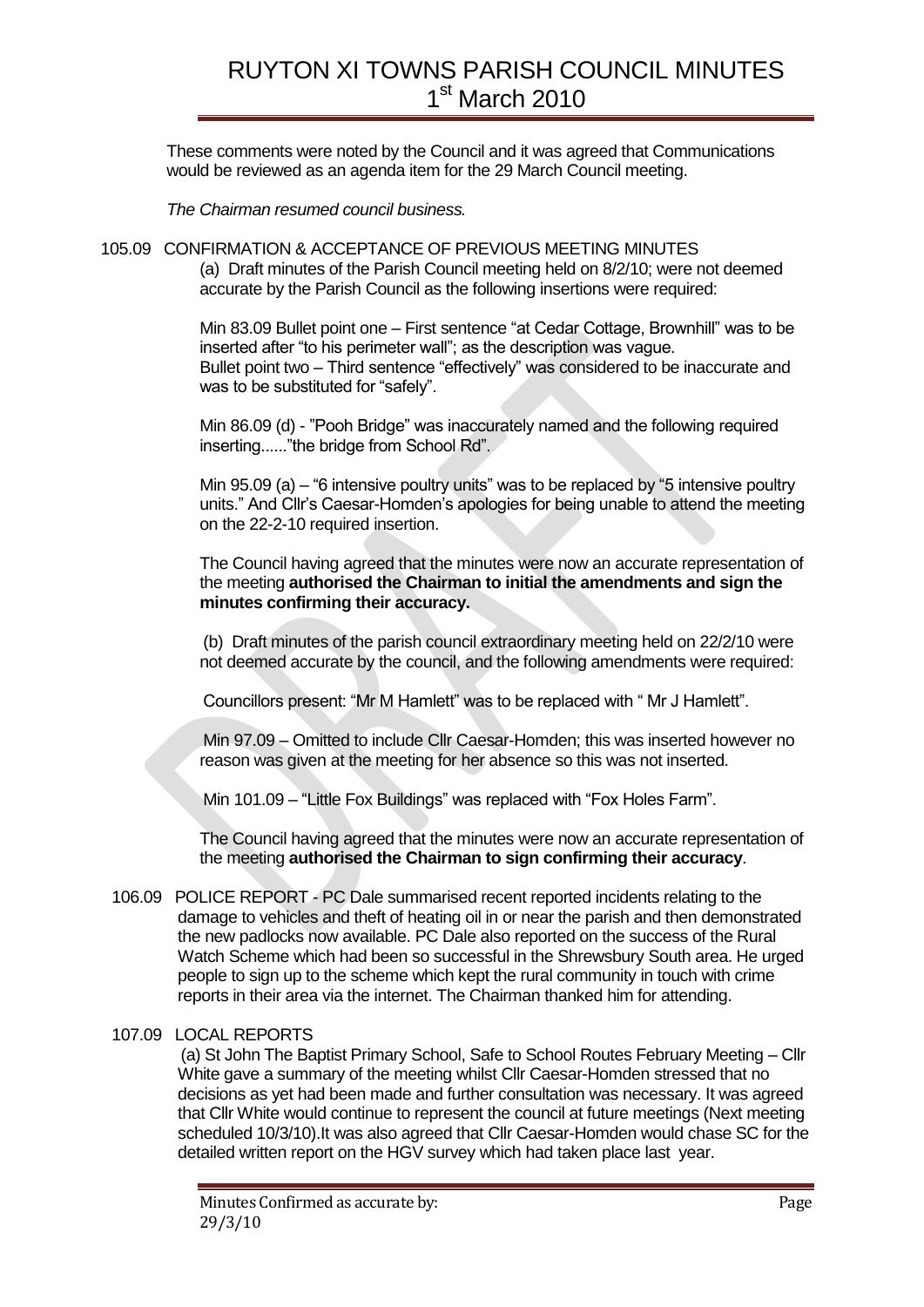These comments were noted by the Council and it was agreed that Communications would be reviewed as an agenda item for the 29 March Council meeting.

*The Chairman resumed council business.*

105.09 CONFIRMATION & ACCEPTANCE OF PREVIOUS MEETING MINUTES

(a) Draft minutes of the Parish Council meeting held on 8/2/10; were not deemed accurate by the Parish Council as the following insertions were required:

Min 83.09 Bullet point one – First sentence "at Cedar Cottage, Brownhill" was to be inserted after "to his perimeter wall"; as the description was vague. Bullet point two – Third sentence "effectively" was considered to be inaccurate and was to be substituted for "safely".

Min 86.09 (d) - "Pooh Bridge" was inaccurately named and the following required inserting......"the bridge from School Rd".

Min 95.09 (a) – "6 intensive poultry units" was to be replaced by "5 intensive poultry units." And Cllr's Caesar-Homden's apologies for being unable to attend the meeting on the 22-2-10 required insertion.

The Council having agreed that the minutes were now an accurate representation of the meeting **authorised the Chairman to initial the amendments and sign the minutes confirming their accuracy.**

(b) Draft minutes of the parish council extraordinary meeting held on 22/2/10 were not deemed accurate by the council, and the following amendments were required:

Councillors present: "Mr M Hamlett" was to be replaced with " Mr J Hamlett".

Min 97.09 – Omitted to include Cllr Caesar-Homden; this was inserted however no reason was given at the meeting for her absence so this was not inserted.

Min 101.09 – "Little Fox Buildings" was replaced with "Fox Holes Farm".

The Council having agreed that the minutes were now an accurate representation of the meeting **authorised the Chairman to sign confirming their accuracy**.

106.09 POLICE REPORT - PC Dale summarised recent reported incidents relating to the damage to vehicles and theft of heating oil in or near the parish and then demonstrated the new padlocks now available. PC Dale also reported on the success of the Rural Watch Scheme which had been so successful in the Shrewsbury South area. He urged people to sign up to the scheme which kept the rural community in touch with crime reports in their area via the internet. The Chairman thanked him for attending.

107.09 LOCAL REPORTS

(a) St John The Baptist Primary School, Safe to School Routes February Meeting – Cllr White gave a summary of the meeting whilst Cllr Caesar-Homden stressed that no decisions as yet had been made and further consultation was necessary. It was agreed that Cllr White would continue to represent the council at future meetings (Next meeting scheduled 10/3/10).It was also agreed that Cllr Caesar-Homden would chase SC for the detailed written report on the HGV survey which had taken place last year.

Minutes Confirmed as accurate by:
29/3/10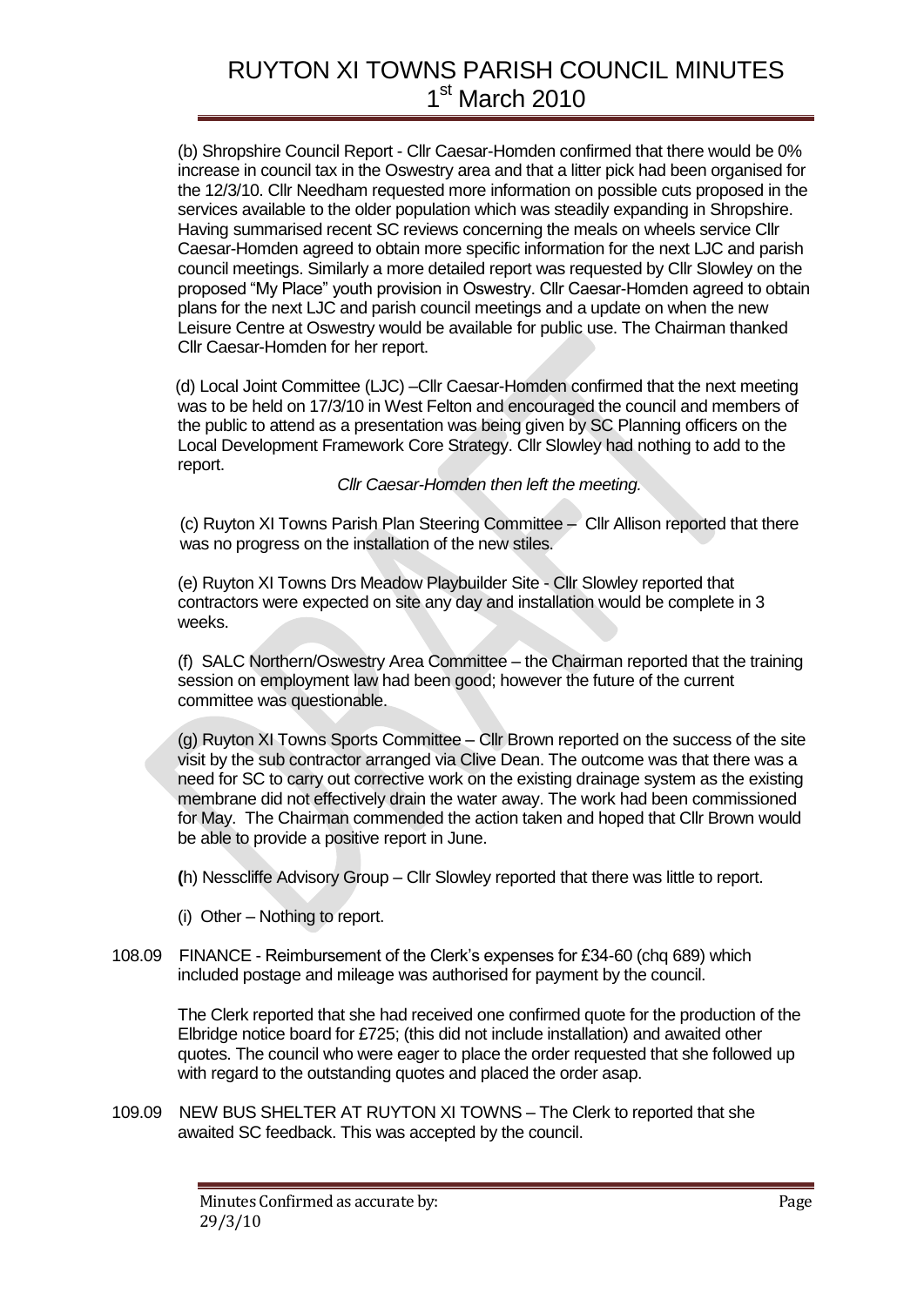(b) Shropshire Council Report - Cllr Caesar-Homden confirmed that there would be 0% increase in council tax in the Oswestry area and that a litter pick had been organised for the 12/3/10. Cllr Needham requested more information on possible cuts proposed in the services available to the older population which was steadily expanding in Shropshire. Having summarised recent SC reviews concerning the meals on wheels service Cllr Caesar-Homden agreed to obtain more specific information for the next LJC and parish council meetings. Similarly a more detailed report was requested by Cllr Slowley on the proposed "My Place" youth provision in Oswestry. Cllr Caesar-Homden agreed to obtain plans for the next LJC and parish council meetings and a update on when the new Leisure Centre at Oswestry would be available for public use. The Chairman thanked Cllr Caesar-Homden for her report.

(d) Local Joint Committee (LJC) –Cllr Caesar-Homden confirmed that the next meeting was to be held on 17/3/10 in West Felton and encouraged the council and members of the public to attend as a presentation was being given by SC Planning officers on the Local Development Framework Core Strategy. Cllr Slowley had nothing to add to the report.

*Cllr Caesar-Homden then left the meeting.*

(c) Ruyton XI Towns Parish Plan Steering Committee – Cllr Allison reported that there was no progress on the installation of the new stiles.

(e) Ruyton XI Towns Drs Meadow Playbuilder Site - Cllr Slowley reported that contractors were expected on site any day and installation would be complete in 3 weeks.

(f) SALC Northern/Oswestry Area Committee – the Chairman reported that the training session on employment law had been good; however the future of the current committee was questionable.

(g) Ruyton XI Towns Sports Committee – Cllr Brown reported on the success of the site visit by the sub contractor arranged via Clive Dean. The outcome was that there was a need for SC to carry out corrective work on the existing drainage system as the existing membrane did not effectively drain the water away. The work had been commissioned for May. The Chairman commended the action taken and hoped that Cllr Brown would be able to provide a positive report in June.

(h) Nesscliffe Advisory Group – Cllr Slowley reported that there was little to report.

(i) Other – Nothing to report.

108.09 FINANCE - Reimbursement of the Clerk's expenses for £34-60 (chq 689) which included postage and mileage was authorised for payment by the council.

The Clerk reported that she had received one confirmed quote for the production of the Elbridge notice board for £725; (this did not include installation) and awaited other quotes. The council who were eager to place the order requested that she followed up with regard to the outstanding quotes and placed the order asap.

109.09 NEW BUS SHELTER AT RUYTON XI TOWNS – The Clerk to reported that she awaited SC feedback. This was accepted by the council.

Minutes Confirmed as accurate by:
29/3/10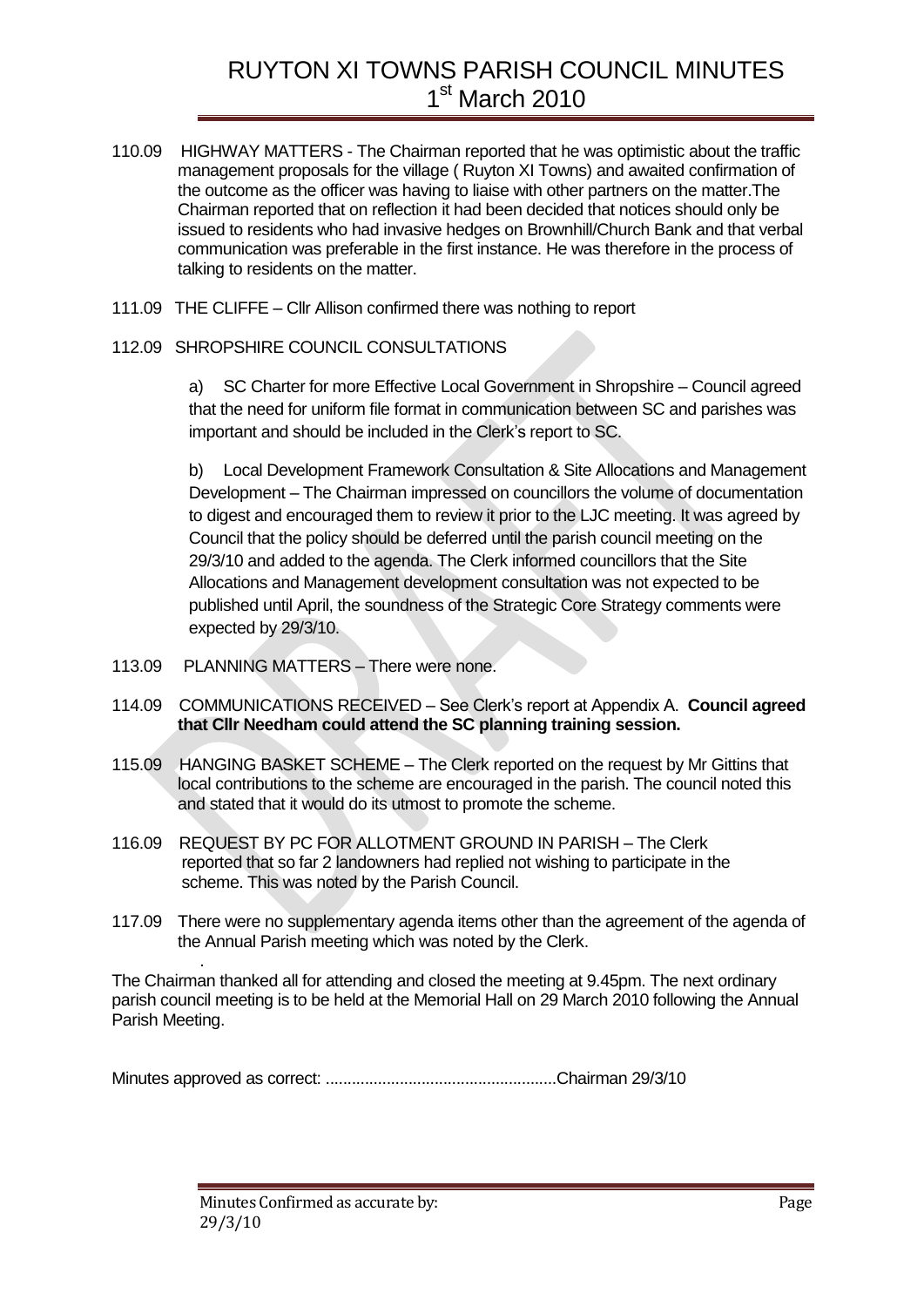110.09 HIGHWAY MATTERS - The Chairman reported that he was optimistic about the traffic management proposals for the village ( Ruyton XI Towns) and awaited confirmation of the outcome as the officer was having to liaise with other partners on the matter.The Chairman reported that on reflection it had been decided that notices should only be issued to residents who had invasive hedges on Brownhill/Church Bank and that verbal communication was preferable in the first instance. He was therefore in the process of talking to residents on the matter.

111.09 THE CLIFFE – Cllr Allison confirmed there was nothing to report

112.09 SHROPSHIRE COUNCIL CONSULTATIONS

a) SC Charter for more Effective Local Government in Shropshire – Council agreed that the need for uniform file format in communication between SC and parishes was important and should be included in the Clerk's report to SC.

b) Local Development Framework Consultation & Site Allocations and Management Development – The Chairman impressed on councillors the volume of documentation to digest and encouraged them to review it prior to the LJC meeting. It was agreed by Council that the policy should be deferred until the parish council meeting on the 29/3/10 and added to the agenda. The Clerk informed councillors that the Site Allocations and Management development consultation was not expected to be published until April, the soundness of the Strategic Core Strategy comments were expected by 29/3/10.

113.09 PLANNING MATTERS – There were none.

114.09 COMMUNICATIONS RECEIVED – See Clerk's report at Appendix A. **Council agreed that Cllr Needham could attend the SC planning training session.**

115.09 HANGING BASKET SCHEME – The Clerk reported on the request by Mr Gittins that local contributions to the scheme are encouraged in the parish. The council noted this and stated that it would do its utmost to promote the scheme.

116.09 REQUEST BY PC FOR ALLOTMENT GROUND IN PARISH – The Clerk reported that so far 2 landowners had replied not wishing to participate in the scheme. This was noted by the Parish Council.

117.09 There were no supplementary agenda items other than the agreement of the agenda of the Annual Parish meeting which was noted by the Clerk.

The Chairman thanked all for attending and closed the meeting at 9.45pm. The next ordinary parish council meeting is to be held at the Memorial Hall on 29 March 2010 following the Annual Parish Meeting.

Minutes approved as correct: .....................................................Chairman 29/3/10